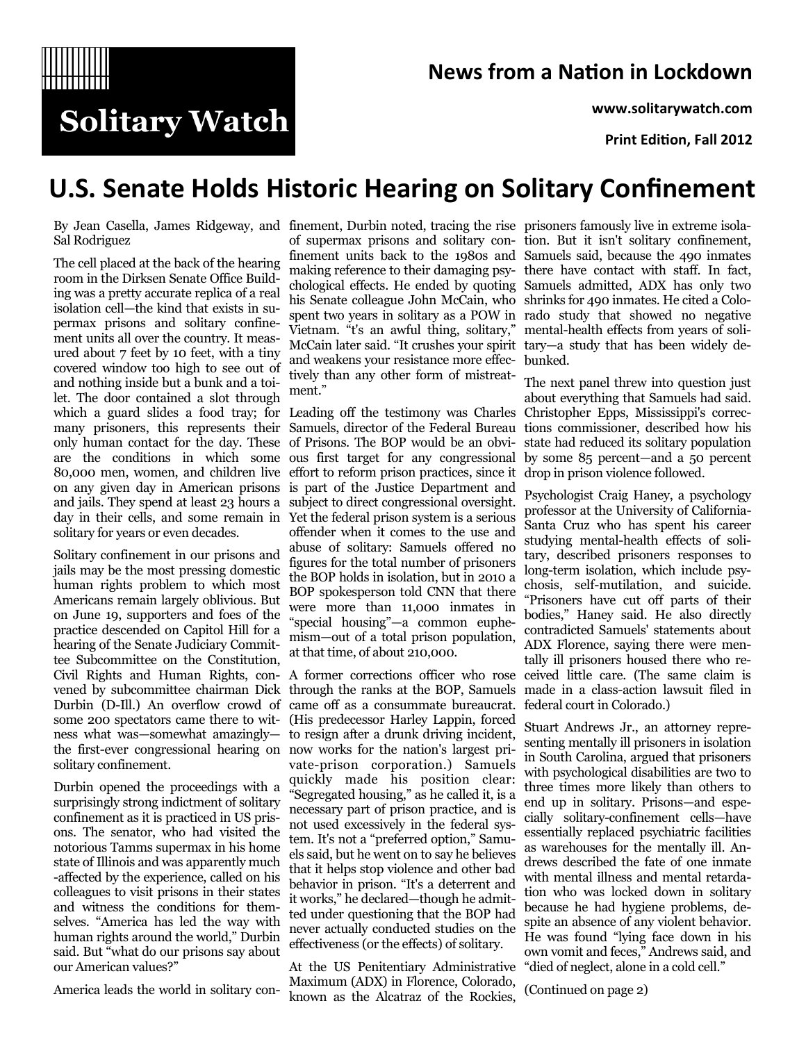# Solitary Watch

## News from a Nation in Lockdown

www.solitarywatch.com

Print Edition, Fall 2012

# U.S. Senate Holds Historic Hearing on Solitary Confinement

By Jean Casella, James Ridgeway, and Sal Rodriguez

The cell placed at the back of the hearing room in the Dirksen Senate Office Building was a pretty accurate replica of a real isolation cell—the kind that exists in supermax prisons and solitary confinement units all over the country. It measured about 7 feet by 10 feet, with a tiny covered window too high to see out of and nothing inside but a bunk and a toilet. The door contained a slot through which a guard slides a food tray; for many prisoners, this represents their only human contact for the day. These are the conditions in which some 80,000 men, women, and children live on any given day in American prisons and jails. They spend at least 23 hours a day in their cells, and some remain in solitary for years or even decades.

Solitary confinement in our prisons and jails may be the most pressing domestic human rights problem to which most Americans remain largely oblivious. But on June 19, supporters and foes of the practice descended on Capitol Hill for a hearing of the Senate Judiciary Committee Subcommittee on the Constitution, Civil Rights and Human Rights, convened by subcommittee chairman Dick Durbin (D-Ill.) An overflow crowd of some 200 spectators came there to witness what was—somewhat amazingly—the first-ever congressional hearing on solitary confinement.

Durbin opened the proceedings with a surprisingly strong indictment of solitary confinement as it is practiced in US prisons. The senator, who had visited the notorious Tamms supermax in his home state of Illinois and was apparently much-affected by the experience, called on his colleagues to visit prisons in their states and witness the conditions for themselves. "America has led the way with human rights around the world," Durbin said. But "what do our prisons say about our American values?"

America leads the world in solitary confinement, Durbin noted, tracing the rise of supermax prisons and solitary confinement units back to the 1980s and making reference to their damaging psychological effects. He ended by quoting his Senate colleague John McCain, who spent two years in solitary as a POW in Vietnam. "t's an awful thing, solitary," McCain later said. "It crushes your spirit and weakens your resistance more effectively than any other form of mistreatment."

Leading off the testimony was Charles Samuels, director of the Federal Bureau of Prisons. The BOP would be an obvious first target for any congressional effort to reform prison practices, since it is part of the Justice Department and subject to direct congressional oversight. Yet the federal prison system is a serious offender when it comes to the use and abuse of solitary: Samuels offered no figures for the total number of prisoners the BOP holds in isolation, but in 2010 a BOP spokesperson told CNN that there were more than 11,000 inmates in "special housing"—a common euphemism—out of a total prison population, at that time, of about 210,000.

A former corrections officer who rose through the ranks at the BOP, Samuels came off as a consummate bureaucrat. (His predecessor Harley Lappin, forced to resign after a drunk driving incident, now works for the nation's largest private-prison corporation.) Samuels quickly made his position clear: "Segregated housing," as he called it, is a necessary part of prison practice, and is not used excessively in the federal system. It's not a "preferred option," Samuels said, but he went on to say he believes that it helps stop violence and other bad behavior in prison. "It's a deterrent and it works," he declared—though he admitted under questioning that the BOP had never actually conducted studies on the effectiveness (or the effects) of solitary.

At the US Penitentiary Administrative Maximum (ADX) in Florence, Colorado, known as the Alcatraz of the Rockies, prisoners famously live in extreme isolation. But it isn't solitary confinement, Samuels said, because the 490 inmates there have contact with staff. In fact, Samuels admitted, ADX has only two shrinks for 490 inmates. He cited a Colorado study that showed no negative mental-health effects from years of solitary—a study that has been widely debunked.

The next panel threw into question just about everything that Samuels had said. Christopher Epps, Mississippi's corrections commissioner, described how his state had reduced its solitary population by some 85 percent—and a 50 percent drop in prison violence followed.

Psychologist Craig Haney, a psychology professor at the University of California-Santa Cruz who has spent his career studying mental-health effects of solitary, described prisoners responses to long-term isolation, which include psychosis, self-mutilation, and suicide. "Prisoners have cut off parts of their bodies," Haney said. He also directly contradicted Samuels' statements about ADX Florence, saying there were mentally ill prisoners housed there who received little care. (The same claim is made in a class-action lawsuit filed in federal court in Colorado.)

Stuart Andrews Jr., an attorney representing mentally ill prisoners in isolation in South Carolina, argued that prisoners with psychological disabilities are two to three times more likely than others to end up in solitary. Prisons—and especially solitary-confinement cells—have essentially replaced psychiatric facilities as warehouses for the mentally ill. Andrews described the fate of one inmate with mental illness and mental retardation who was locked down in solitary because he had hygiene problems, despite an absence of any violent behavior. He was found "lying face down in his own vomit and feces," Andrews said, and "died of neglect, alone in a cold cell."

(Continued on page 2)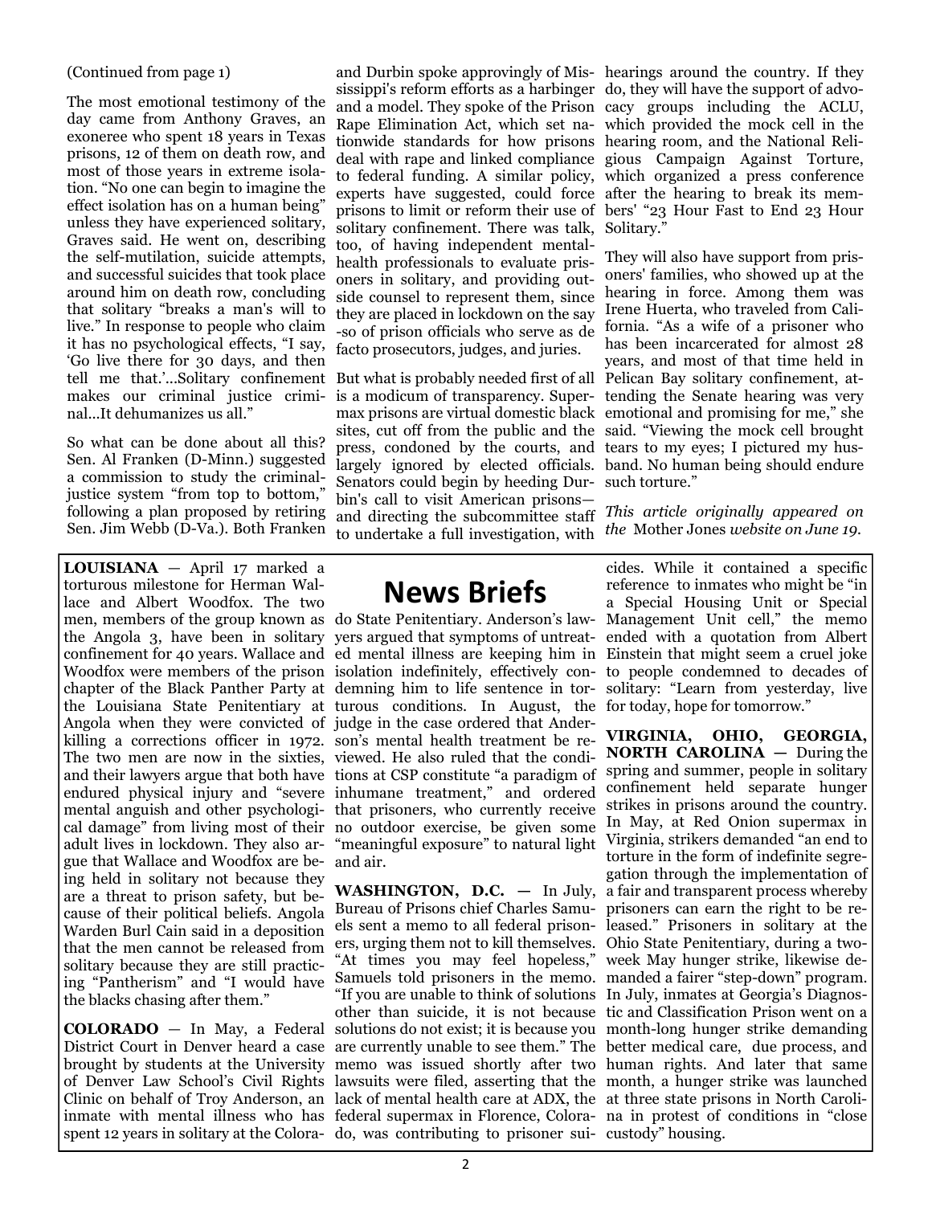(Continued from page 1)

The most emotional testimony of the day came from Anthony Graves, an exoneree who spent 18 years in Texas prisons, 12 of them on death row, and most of those years in extreme isolation. "No one can begin to imagine the effect isolation has on a human being" unless they have experienced solitary, Graves said. He went on, describing the self-mutilation, suicide attempts, and successful suicides that took place around him on death row, concluding that solitary "breaks a man's will to live." In response to people who claim it has no psychological effects, "I say, 'Go live there for 30 days, and then tell me that.'...Solitary confinement makes our criminal justice criminal...It dehumanizes us all."

So what can be done about all this? Sen. Al Franken (D-Minn.) suggested a commission to study the criminal-justice system "from top to bottom," following a plan proposed by retiring Sen. Jim Webb (D-Va.). Both Franken and Durbin spoke approvingly of Mississippi's reform efforts as a harbinger and a model. They spoke of the Prison Rape Elimination Act, which set nationwide standards for how prisons deal with rape and linked compliance to federal funding. A similar policy, experts have suggested, could force prisons to limit or reform their use of solitary confinement. There was talk, too, of having independent mental-health professionals to evaluate prisoners in solitary, and providing outside counsel to represent them, since they are placed in lockdown on the say-so of prison officials who serve as de facto prosecutors, judges, and juries.

But what is probably needed first of all is a modicum of transparency. Supermax prisons are virtual domestic black sites, cut off from the public and the press, condoned by the courts, and largely ignored by elected officials. Senators could begin by heeding Durbin's call to visit American prisons—and directing the subcommittee staff to undertake a full investigation, with hearings around the country. If they do, they will have the support of advocacy groups including the ACLU, which provided the mock cell in the hearing room, and the National Religious Campaign Against Torture, which organized a press conference after the hearing to break its members' "23 Hour Fast to End 23 Hour Solitary."

They will also have support from prisoners' families, who showed up at the hearing in force. Among them was Irene Huerta, who traveled from California. "As a wife of a prisoner who has been incarcerated for almost 28 years, and most of that time held in Pelican Bay solitary confinement, attending the Senate hearing was very emotional and promising for me," she said. "Viewing the mock cell brought tears to my eyes; I pictured my husband. No human being should endure such torture."

*This article originally appeared on the* Mother Jones *website on June 19.*

## News Briefs

**LOUISIANA** — April 17 marked a torturous milestone for Herman Wallace and Albert Woodfox. The two men, members of the group known as the Angola 3, have been in solitary confinement for 40 years. Wallace and Woodfox were members of the prison chapter of the Black Panther Party at the Louisiana State Penitentiary at Angola when they were convicted of killing a corrections officer in 1972. The two men are now in the sixties, and their lawyers argue that both have endured physical injury and "severe mental anguish and other psychological damage" from living most of their adult lives in lockdown. They also argue that Wallace and Woodfox are being held in solitary not because they are a threat to prison safety, but because of their political beliefs. Angola Warden Burl Cain said in a deposition that the men cannot be released from solitary because they are still practicing "Pantherism" and "I would have the blacks chasing after them."

**COLORADO** — In May, a Federal District Court in Denver heard a case brought by students at the University of Denver Law School's Civil Rights Clinic on behalf of Troy Anderson, an inmate with mental illness who has spent 12 years in solitary at the Colorado State Penitentiary. Anderson's lawyers argued that symptoms of untreated mental illness are keeping him in isolation indefinitely, effectively condemning him to life sentence in torturous conditions. In August, the judge in the case ordered that Anderson's mental health treatment be reviewed. He also ruled that the conditions at CSP constitute "a paradigm of inhumane treatment," and ordered that prisoners, who currently receive no outdoor exercise, be given some "meaningful exposure" to natural light and air.

**WASHINGTON, D.C.** — In July, Bureau of Prisons chief Charles Samuels sent a memo to all federal prisoners, urging them not to kill themselves. "At times you may feel hopeless," Samuels told prisoners in the memo. "If you are unable to think of solutions other than suicide, it is not because solutions do not exist; it is because you are currently unable to see them." The memo was issued shortly after two lawsuits were filed, asserting that the lack of mental health care at ADX, the federal supermax in Florence, Colorado, was contributing to prisoner suicides. While it contained a specific reference to inmates who might be "in a Special Housing Unit or Special Management Unit cell," the memo ended with a quotation from Albert Einstein that might seem a cruel joke to people condemned to decades of solitary: "Learn from yesterday, live for today, hope for tomorrow."

**VIRGINIA, OHIO, GEORGIA, NORTH CAROLINA** — During the spring and summer, people in solitary confinement held separate hunger strikes in prisons around the country. In May, at Red Onion supermax in Virginia, strikers demanded "an end to torture in the form of indefinite segregation through the implementation of a fair and transparent process whereby prisoners can earn the right to be released." Prisoners in solitary at the Ohio State Penitentiary, during a two-week May hunger strike, likewise demanded a fairer "step-down" program. In July, inmates at Georgia's Diagnostic and Classification Prison went on a month-long hunger strike demanding better medical care, due process, and human rights. And later that same month, a hunger strike was launched at three state prisons in North Carolina in protest of conditions in "close custody" housing.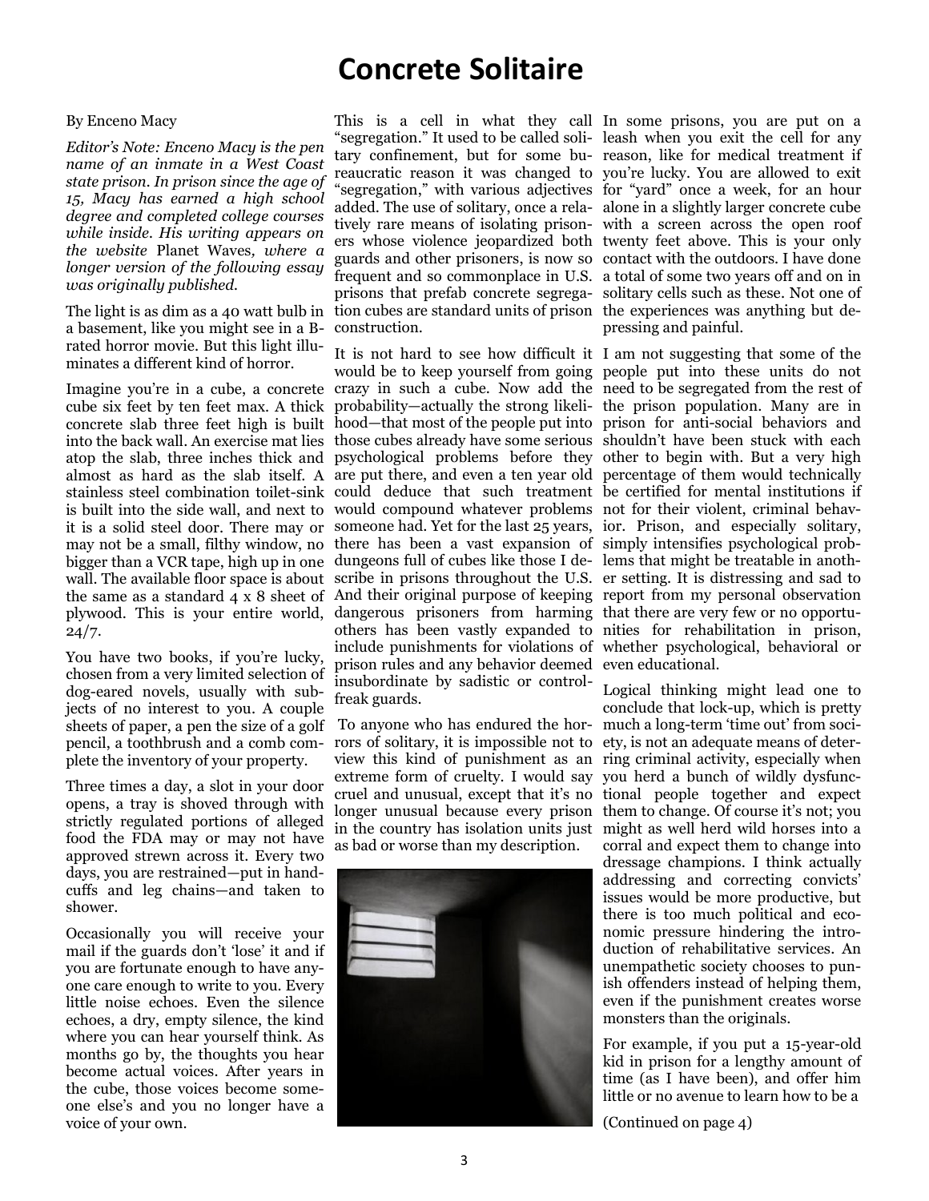# Concrete Solitaire

By Enceno Macy

*Editor's Note: Enceno Macy is the pen name of an inmate in a West Coast state prison. In prison since the age of 15, Macy has earned a high school degree and completed college courses while inside. His writing appears on the website* Planet Waves*, where a longer version of the following essay was originally published.*

The light is as dim as a 40 watt bulb in a basement, like you might see in a B-rated horror movie. But this light illuminates a different kind of horror.

Imagine you're in a cube, a concrete cube six feet by ten feet max. A thick concrete slab three feet high is built into the back wall. An exercise mat lies atop the slab, three inches thick and almost as hard as the slab itself. A stainless steel combination toilet-sink is built into the side wall, and next to it is a solid steel door. There may or may not be a small, filthy window, no bigger than a VCR tape, high up in one wall. The available floor space is about the same as a standard 4 x 8 sheet of plywood. This is your entire world, 24/7.

You have two books, if you're lucky, chosen from a very limited selection of dog-eared novels, usually with subjects of no interest to you. A couple sheets of paper, a pen the size of a golf pencil, a toothbrush and a comb complete the inventory of your property.

Three times a day, a slot in your door opens, a tray is shoved through with strictly regulated portions of alleged food the FDA may or may not have approved strewn across it. Every two days, you are restrained—put in handcuffs and leg chains—and taken to shower.

Occasionally you will receive your mail if the guards don't 'lose' it and if you are fortunate enough to have anyone care enough to write to you. Every little noise echoes. Even the silence echoes, a dry, empty silence, the kind where you can hear yourself think. As months go by, the thoughts you hear become actual voices. After years in the cube, those voices become someone else's and you no longer have a voice of your own.

This is a cell in what they call "segregation." It used to be called solitary confinement, but for some bureaucratic reason it was changed to "segregation," with various adjectives added. The use of solitary, once a relatively rare means of isolating prisoners whose violence jeopardized both guards and other prisoners, is now so frequent and so commonplace in U.S. prisons that prefab concrete segregation cubes are standard units of prison construction.

It is not hard to see how difficult it would be to keep yourself from going crazy in such a cube. Now add the probability—actually the strong likelihood—that most of the people put into those cubes already have some serious psychological problems before they are put there, and even a ten year old could deduce that such treatment would compound whatever problems someone had. Yet for the last 25 years, there has been a vast expansion of dungeons full of cubes like those I describe in prisons throughout the U.S. And their original purpose of keeping dangerous prisoners from harming others has been vastly expanded to include punishments for violations of prison rules and any behavior deemed insubordinate by sadistic or control-freak guards.

To anyone who has endured the horrors of solitary, it is impossible not to view this kind of punishment as an extreme form of cruelty. I would say cruel and unusual, except that it's no longer unusual because every prison in the country has isolation units just as bad or worse than my description.

In some prisons, you are put on a leash when you exit the cell for any reason, like for medical treatment if you're lucky. You are allowed to exit for "yard" once a week, for an hour alone in a slightly larger concrete cube with a screen across the open roof twenty feet above. This is your only contact with the outdoors. I have done a total of some two years off and on in solitary cells such as these. Not one of the experiences was anything but depressing and painful.

I am not suggesting that some of the people put into these units do not need to be segregated from the rest of the prison population. Many are in prison for anti-social behaviors and shouldn't have been stuck with each other to begin with. But a very high percentage of them would technically be certified for mental institutions if not for their violent, criminal behavior. Prison, and especially solitary, simply intensifies psychological problems that might be treatable in another setting. It is distressing and sad to report from my personal observation that there are very few or no opportunities for rehabilitation in prison, whether psychological, behavioral or even educational.

Logical thinking might lead one to conclude that lock-up, which is pretty much a long-term 'time out' from society, is not an adequate means of deterring criminal activity, especially when you herd a bunch of wildly dysfunctional people together and expect them to change. Of course it's not; you might as well herd wild horses into a corral and expect them to change into dressage champions. I think actually addressing and correcting convicts' issues would be more productive, but there is too much political and economic pressure hindering the introduction of rehabilitative services. An unempathetic society chooses to punish offenders instead of helping them, even if the punishment creates worse monsters than the originals.

For example, if you put a 15-year-old kid in prison for a lengthy amount of time (as I have been), and offer him little or no avenue to learn how to be a

(Continued on page 4)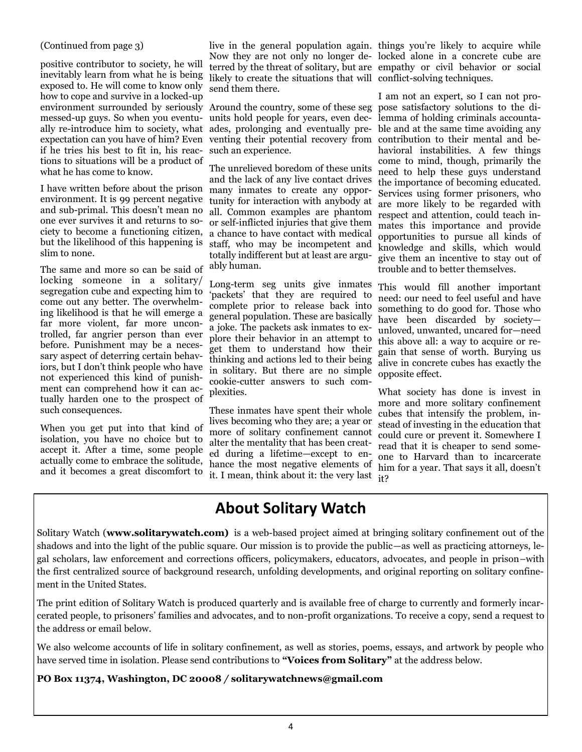(Continued from page 3)

positive contributor to society, he will inevitably learn from what he is being exposed to. He will come to know only how to cope and survive in a locked-up environment surrounded by seriously messed-up guys. So when you eventually re-introduce him to society, what expectation can you have of him? Even if he tries his best to fit in, his reactions to situations will be a product of what he has come to know.

I have written before about the prison environment. It is 99 percent negative and sub-primal. This doesn't mean no one ever survives it and returns to society to become a functioning citizen, but the likelihood of this happening is slim to none.

The same and more so can be said of locking someone in a solitary/segregation cube and expecting him to come out any better. The overwhelming likelihood is that he will emerge a far more violent, far more uncontrolled, far angrier person than ever before. Punishment may be a necessary aspect of deterring certain behaviors, but I don't think people who have not experienced this kind of punishment can comprehend how it can actually harden one to the prospect of such consequences.

When you get put into that kind of isolation, you have no choice but to accept it. After a time, some people actually come to embrace the solitude, and it becomes a great discomfort to live in the general population again. Now they are not only no longer deterred by the threat of solitary, but are likely to create the situations that will send them there.

Around the country, some of these seg units hold people for years, even decades, prolonging and eventually preventing their potential recovery from such an experience.

The unrelieved boredom of these units and the lack of any live contact drives many inmates to create any opportunity for interaction with anybody at all. Common examples are phantom or self-inflicted injuries that give them a chance to have contact with medical staff, who may be incompetent and totally indifferent but at least are arguably human.

Long-term seg units give inmates 'packets' that they are required to complete prior to release back into general population. These are basically a joke. The packets ask inmates to explore their behavior in an attempt to get them to understand how their thinking and actions led to their being in solitary. But there are no simple cookie-cutter answers to such complexities.

These inmates have spent their whole lives becoming who they are; a year or more of solitary confinement cannot alter the mentality that has been created during a lifetime—except to enhance the most negative elements of it. I mean, think about it: the very last things you're likely to acquire while locked alone in a concrete cube are empathy or civil behavior or social conflict-solving techniques.

I am not an expert, so I can not propose satisfactory solutions to the dilemma of holding criminals accountable and at the same time avoiding any contribution to their mental and behavioral instabilities. A few things come to mind, though, primarily the need to help these guys understand the importance of becoming educated. Services using former prisoners, who are more likely to be regarded with respect and attention, could teach inmates this importance and provide opportunities to pursue all kinds of knowledge and skills, which would give them an incentive to stay out of trouble and to better themselves.

This would fill another important need: our need to feel useful and have something to do good for. Those who have been discarded by society—unloved, unwanted, uncared for—need this above all: a way to acquire or regain that sense of worth. Burying us alive in concrete cubes has exactly the opposite effect.

What society has done is invest in more and more solitary confinement cubes that intensify the problem, instead of investing in the education that could cure or prevent it. Somewhere I read that it is cheaper to send someone to Harvard than to incarcerate him for a year. That says it all, doesn't it?

## About Solitary Watch

Solitary Watch (**www.solitarywatch.com)** is a web-based project aimed at bringing solitary confinement out of the shadows and into the light of the public square. Our mission is to provide the public—as well as practicing attorneys, legal scholars, law enforcement and corrections officers, policymakers, educators, advocates, and people in prison–with the first centralized source of background research, unfolding developments, and original reporting on solitary confinement in the United States.

The print edition of Solitary Watch is produced quarterly and is available free of charge to currently and formerly incarcerated people, to prisoners' families and advocates, and to non-profit organizations. To receive a copy, send a request to the address or email below.

We also welcome accounts of life in solitary confinement, as well as stories, poems, essays, and artwork by people who have served time in isolation. Please send contributions to **"Voices from Solitary"** at the address below.

**PO Box 11374, Washington, DC 20008 / solitarywatchnews@gmail.com**